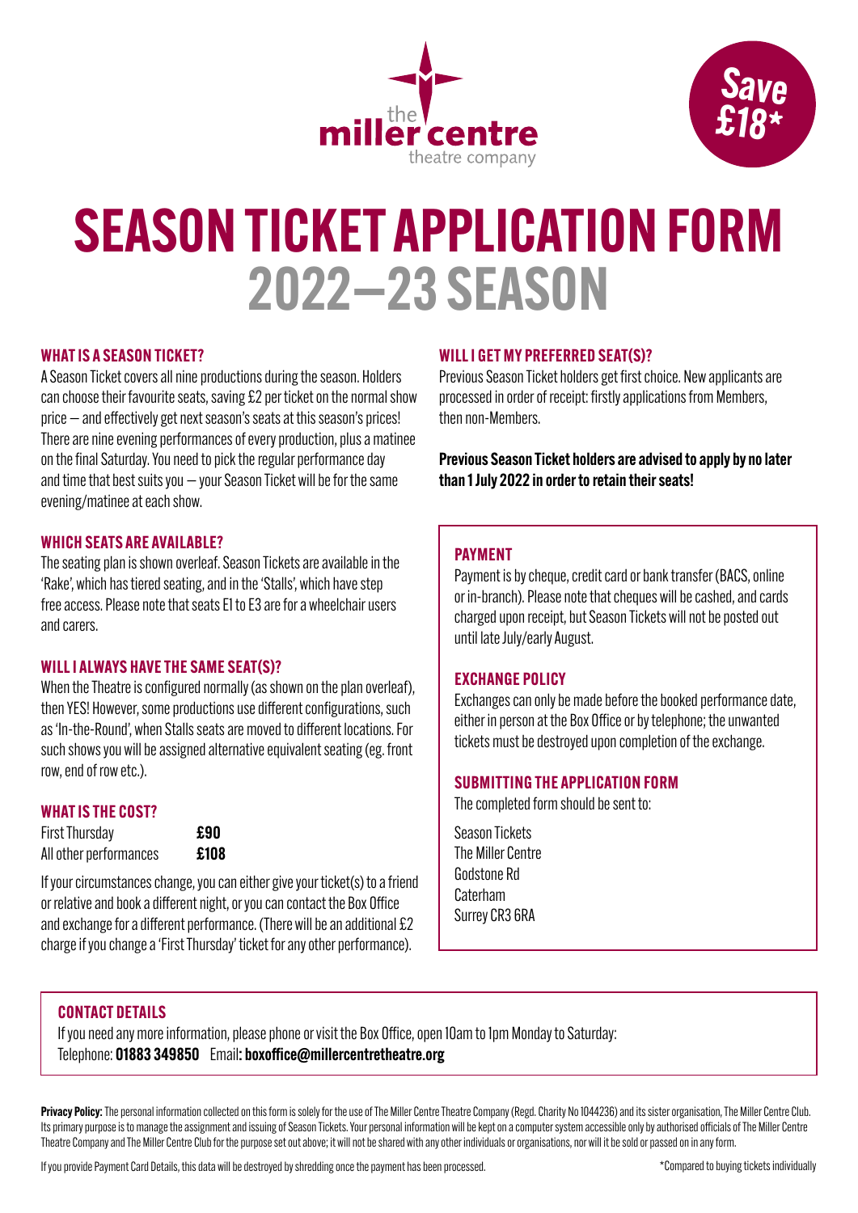the miller centre theatre company

**Save £18***

# SEASON TICKET APPLICATION FORM
## 2022–23 SEASON

### WHAT IS A SEASON TICKET?

A Season Ticket covers all nine productions during the season. Holders can choose their favourite seats, saving £2 per ticket on the normal show price – and effectively get next season's seats at this season's prices! There are nine evening performances of every production, plus a matinee on the final Saturday. You need to pick the regular performance day and time that best suits you – your Season Ticket will be for the same evening/matinee at each show.

### WHICH SEATS ARE AVAILABLE?

The seating plan is shown overleaf. Season Tickets are available in the 'Rake', which has tiered seating, and in the 'Stalls', which have step free access. Please note that seats E1 to E3 are for a wheelchair users and carers.

### WILL I ALWAYS HAVE THE SAME SEAT(S)?

When the Theatre is configured normally (as shown on the plan overleaf), then YES! However, some productions use different configurations, such as 'In-the-Round', when Stalls seats are moved to different locations. For such shows you will be assigned alternative equivalent seating (eg. front row, end of row etc.).

### WHAT IS THE COST?

| | |
|---|---|
| First Thursday | **£90** |
| All other performances | **£108** |

If your circumstances change, you can either give your ticket(s) to a friend or relative and book a different night, or you can contact the Box Office and exchange for a different performance. (There will be an additional £2 charge if you change a 'First Thursday' ticket for any other performance).

### WILL I GET MY PREFERRED SEAT(S)?

Previous Season Ticket holders get first choice. New applicants are processed in order of receipt: firstly applications from Members, then non-Members.

**Previous Season Ticket holders are advised to apply by no later than 1 July 2022 in order to retain their seats!**

### PAYMENT

Payment is by cheque, credit card or bank transfer (BACS, online or in-branch). Please note that cheques will be cashed, and cards charged upon receipt, but Season Tickets will not be posted out until late July/early August.

### EXCHANGE POLICY

Exchanges can only be made before the booked performance date, either in person at the Box Office or by telephone; the unwanted tickets must be destroyed upon completion of the exchange.

### SUBMITTING THE APPLICATION FORM

The completed form should be sent to:

Season Tickets
The Miller Centre
Godstone Rd
Caterham
Surrey CR3 6RA

### CONTACT DETAILS

If you need any more information, please phone or visit the Box Office, open 10am to 1pm Monday to Saturday:
Telephone: **01883 349850** Email: **boxoffice@millercentretheatre.org**

**Privacy Policy:** The personal information collected on this form is solely for the use of The Miller Centre Theatre Company (Regd. Charity No 1044236) and its sister organisation, The Miller Centre Club. Its primary purpose is to manage the assignment and issuing of Season Tickets. Your personal information will be kept on a computer system accessible only by authorised officials of The Miller Centre Theatre Company and The Miller Centre Club for the purpose set out above; it will not be shared with any other individuals or organisations, nor will it be sold or passed on in any form.

If you provide Payment Card Details, this data will be destroyed by shredding once the payment has been processed.

*Compared to buying tickets individually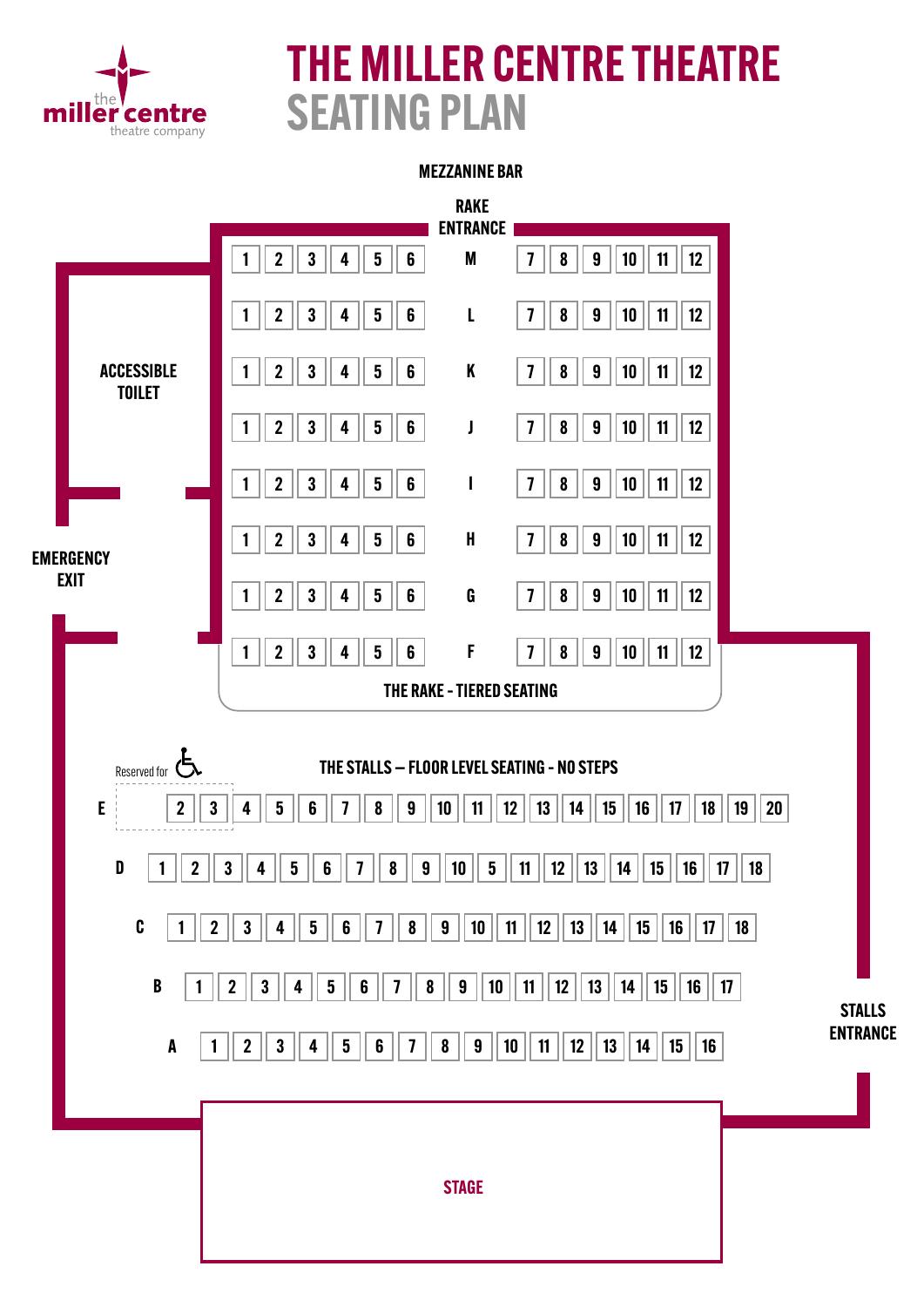the miller centre theatre company

# THE MILLER CENTRE THEATRE
## SEATING PLAN

MEZZANINE BAR

RAKE ENTRANCE

| | | | | | | Row | | | | | | |
|---|---|---|---|---|---|---|---|---|---|---|---|---|
| 1 | 2 | 3 | 4 | 5 | 6 | M | 7 | 8 | 9 | 10 | 11 | 12 |
| 1 | 2 | 3 | 4 | 5 | 6 | L | 7 | 8 | 9 | 10 | 11 | 12 |
| 1 | 2 | 3 | 4 | 5 | 6 | K | 7 | 8 | 9 | 10 | 11 | 12 |
| 1 | 2 | 3 | 4 | 5 | 6 | J | 7 | 8 | 9 | 10 | 11 | 12 |
| 1 | 2 | 3 | 4 | 5 | 6 | I | 7 | 8 | 9 | 10 | 11 | 12 |
| 1 | 2 | 3 | 4 | 5 | 6 | H | 7 | 8 | 9 | 10 | 11 | 12 |
| 1 | 2 | 3 | 4 | 5 | 6 | G | 7 | 8 | 9 | 10 | 11 | 12 |
| 1 | 2 | 3 | 4 | 5 | 6 | F | 7 | 8 | 9 | 10 | 11 | 12 |

ACCESSIBLE TOILET

EMERGENCY EXIT

THE RAKE - TIERED SEATING

THE STALLS – FLOOR LEVEL SEATING - NO STEPS

Reserved for ♿

- **E**: (reserved) 2 3 4 5 6 7 8 9 10 11 12 13 14 15 16 17 18 19 20
- **D**: 1 2 3 4 5 6 7 8 9 10 5 11 12 13 14 15 16 17 18
- **C**: 1 2 3 4 5 6 7 8 9 10 11 12 13 14 15 16 17 18
- **B**: 1 2 3 4 5 6 7 8 9 10 11 12 13 14 15 16 17
- **A**: 1 2 3 4 5 6 7 8 9 10 11 12 13 14 15 16

STALLS ENTRANCE

STAGE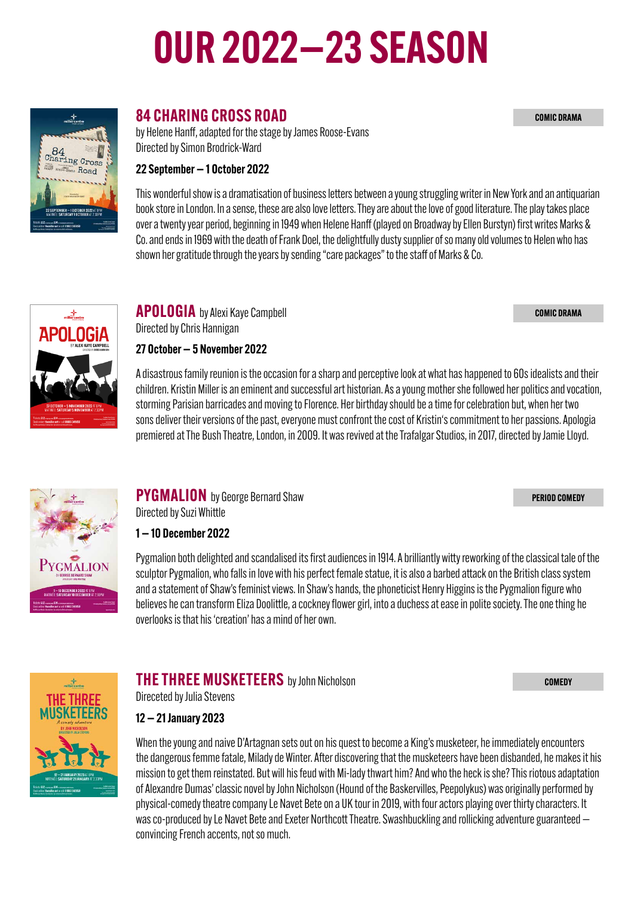# OUR 2022–23 SEASON

## 84 CHARING CROSS ROAD

COMIC DRAMA

by Helene Hanff, adapted for the stage by James Roose-Evans
Directed by Simon Brodrick-Ward

**22 September – 1 October 2022**

This wonderful show is a dramatisation of business letters between a young struggling writer in New York and an antiquarian book store in London. In a sense, these are also love letters. They are about the love of good literature. The play takes place over a twenty year period, beginning in 1949 when Helene Hanff (played on Broadway by Ellen Burstyn) first writes Marks & Co. and ends in 1969 with the death of Frank Doel, the delightfully dusty supplier of so many old volumes to Helen who has shown her gratitude through the years by sending "care packages" to the staff of Marks & Co.

## APOLOGIA by Alexi Kaye Campbell

COMIC DRAMA

Directed by Chris Hannigan

**27 October – 5 November 2022**

A disastrous family reunion is the occasion for a sharp and perceptive look at what has happened to 60s idealists and their children. Kristin Miller is an eminent and successful art historian. As a young mother she followed her politics and vocation, storming Parisian barricades and moving to Florence. Her birthday should be a time for celebration but, when her two sons deliver their versions of the past, everyone must confront the cost of Kristin's commitment to her passions. Apologia premiered at The Bush Theatre, London, in 2009. It was revived at the Trafalgar Studios, in 2017, directed by Jamie Lloyd.

## PYGMALION by George Bernard Shaw

PERIOD COMEDY

Directed by Suzi Whittle

**1 – 10 December 2022**

Pygmalion both delighted and scandalised its first audiences in 1914. A brilliantly witty reworking of the classical tale of the sculptor Pygmalion, who falls in love with his perfect female statue, it is also a barbed attack on the British class system and a statement of Shaw's feminist views. In Shaw's hands, the phoneticist Henry Higgins is the Pygmalion figure who believes he can transform Eliza Doolittle, a cockney flower girl, into a duchess at ease in polite society. The one thing he overlooks is that his 'creation' has a mind of her own.

## THE THREE MUSKETEERS by John Nicholson

COMEDY

Direceted by Julia Stevens

**12 – 21 January 2023**

When the young and naive D'Artagnan sets out on his quest to become a King's musketeer, he immediately encounters the dangerous femme fatale, Milady de Winter. After discovering that the musketeers have been disbanded, he makes it his mission to get them reinstated. But will his feud with Mi-lady thwart him? And who the heck is she? This riotous adaptation of Alexandre Dumas' classic novel by John Nicholson (Hound of the Baskervilles, Peepolykus) was originally performed by physical-comedy theatre company Le Navet Bete on a UK tour in 2019, with four actors playing over thirty characters. It was co-produced by Le Navet Bete and Exeter Northcott Theatre. Swashbuckling and rollicking adventure guaranteed – convincing French accents, not so much.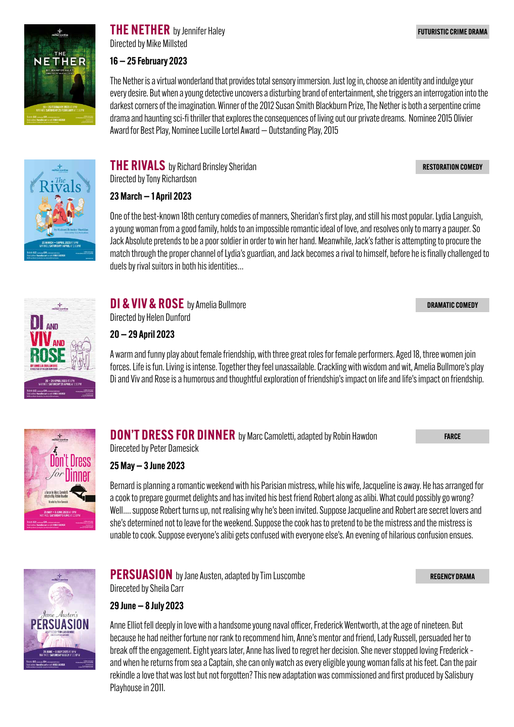## THE NETHER by Jennifer Haley

Directed by Mike Millsted

FUTURISTIC CRIME DRAMA

**16 – 25 February 2023**

The Nether is a virtual wonderland that provides total sensory immersion. Just log in, choose an identity and indulge your every desire. But when a young detective uncovers a disturbing brand of entertainment, she triggers an interrogation into the darkest corners of the imagination. Winner of the 2012 Susan Smith Blackburn Prize, The Nether is both a serpentine crime drama and haunting sci-fi thriller that explores the consequences of living out our private dreams. Nominee 2015 Olivier Award for Best Play, Nominee Lucille Lortel Award – Outstanding Play, 2015

## THE RIVALS by Richard Brinsley Sheridan

Directed by Tony Richardson

RESTORATION COMEDY

**23 March – 1 April 2023**

One of the best-known 18th century comedies of manners, Sheridan's first play, and still his most popular. Lydia Languish, a young woman from a good family, holds to an impossible romantic ideal of love, and resolves only to marry a pauper. So Jack Absolute pretends to be a poor soldier in order to win her hand. Meanwhile, Jack's father is attempting to procure the match through the proper channel of Lydia's guardian, and Jack becomes a rival to himself, before he is finally challenged to duels by rival suitors in both his identities…

## DI & VIV & ROSE by Amelia Bullmore

Directed by Helen Dunford

DRAMATIC COMEDY

**20 – 29 April 2023**

A warm and funny play about female friendship, with three great roles for female performers. Aged 18, three women join forces. Life is fun. Living is intense. Together they feel unassailable. Crackling with wisdom and wit, Amelia Bullmore's play Di and Viv and Rose is a humorous and thoughtful exploration of friendship's impact on life and life's impact on friendship.

## DON'T DRESS FOR DINNER by Marc Camoletti, adapted by Robin Hawdon

Direceted by Peter Damesick

FARCE

**25 May – 3 June 2023**

Bernard is planning a romantic weekend with his Parisian mistress, while his wife, Jacqueline is away. He has arranged for a cook to prepare gourmet delights and has invited his best friend Robert along as alibi. What could possibly go wrong? Well…. suppose Robert turns up, not realising why he's been invited. Suppose Jacqueline and Robert are secret lovers and she's determined not to leave for the weekend. Suppose the cook has to pretend to be the mistress and the mistress is unable to cook. Suppose everyone's alibi gets confused with everyone else's. An evening of hilarious confusion ensues.

## PERSUASION by Jane Austen, adapted by Tim Luscombe

Direceted by Sheila Carr

REGENCY DRAMA

**29 June – 8 July 2023**

Anne Elliot fell deeply in love with a handsome young naval officer, Frederick Wentworth, at the age of nineteen. But because he had neither fortune nor rank to recommend him, Anne's mentor and friend, Lady Russell, persuaded her to break off the engagement. Eight years later, Anne has lived to regret her decision. She never stopped loving Frederick – and when he returns from sea a Captain, she can only watch as every eligible young woman falls at his feet. Can the pair rekindle a love that was lost but not forgotten? This new adaptation was commissioned and first produced by Salisbury Playhouse in 2011.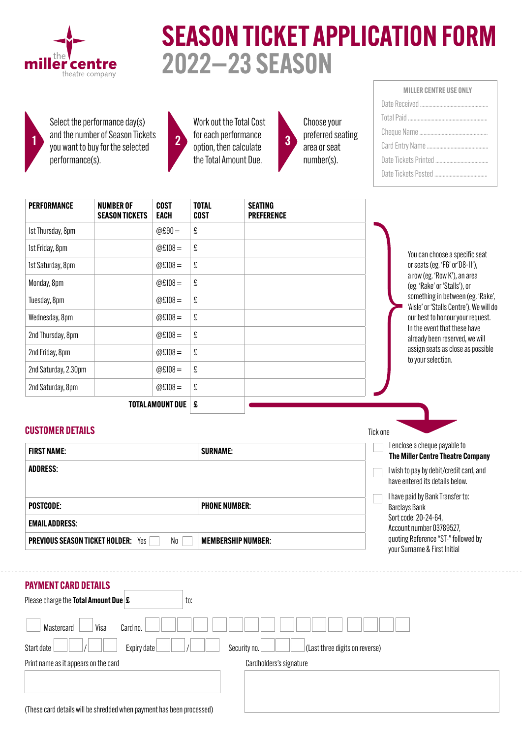the **miller centre** theatre company

# SEASON TICKET APPLICATION FORM
## 2022–23 SEASON

| MILLER CENTRE USE ONLY |
|---|
| Date Received ........................................ |
| Total Paid ........................................ |
| Cheque Name ........................................ |
| Card Entry Name ........................................ |
| Date Tickets Printed ........................................ |
| Date Tickets Posted ........................................ |

**1** Select the performance day(s) and the number of Season Tickets you want to buy for the selected performance(s).

**2** Work out the Total Cost for each performance option, then calculate the Total Amount Due.

**3** Choose your preferred seating area or seat number(s).

| PERFORMANCE | NUMBER OF SEASON TICKETS | COST EACH | TOTAL COST | SEATING PREFERENCE |
|---|---|---|---|---|
| 1st Thursday, 8pm | | @£90 = | £ | |
| 1st Friday, 8pm | | @£108 = | £ | |
| 1st Saturday, 8pm | | @£108 = | £ | |
| Monday, 8pm | | @£108 = | £ | |
| Tuesday, 8pm | | @£108 = | £ | |
| Wednesday, 8pm | | @£108 = | £ | |
| 2nd Thursday, 8pm | | @£108 = | £ | |
| 2nd Friday, 8pm | | @£108 = | £ | |
| 2nd Saturday, 2.30pm | | @£108 = | £ | |
| 2nd Saturday, 8pm | | @£108 = | £ | |
| | | **TOTAL AMOUNT DUE** | **£** | |

You can choose a specific seat or seats (eg. 'F6' or 'D8-11'), a row (eg. 'Row K'), an area (eg. 'Rake' or 'Stalls'), or something in between (eg. 'Rake', 'Aisle' or 'Stalls Centre'). We will do our best to honour your request. In the event that these have already been reserved, we will assign seats as close as possible to your selection.

## CUSTOMER DETAILS

| **FIRST NAME:** | **SURNAME:** |
|---|---|
| **ADDRESS:** | |
| **POSTCODE:** | **PHONE NUMBER:** |
| **EMAIL ADDRESS:** | |
| **PREVIOUS SEASON TICKET HOLDER:** Yes ☐ No ☐ | **MEMBERSHIP NUMBER:** |

Tick one

- ☐ I enclose a cheque payable to **The Miller Centre Theatre Company**
- ☐ I wish to pay by debit/credit card, and have entered its details below.
- ☐ I have paid by Bank Transfer to: Barclays Bank Sort code: 20-24-64, Account number 03789527, quoting Reference "ST-" followed by your Surname & First Initial

## PAYMENT CARD DETAILS

Please charge the **Total Amount Due £** ______ to:

☐ Mastercard ☐ Visa Card no. ☐☐☐☐ ☐☐☐☐ ☐☐☐☐ ☐☐☐☐

Start date ☐☐/☐☐ Expiry date ☐☐/☐☐ Security no. ☐☐☐ (Last three digits on reverse)

Print name as it appears on the card

Cardholders's signature

(These card details will be shredded when payment has been processed)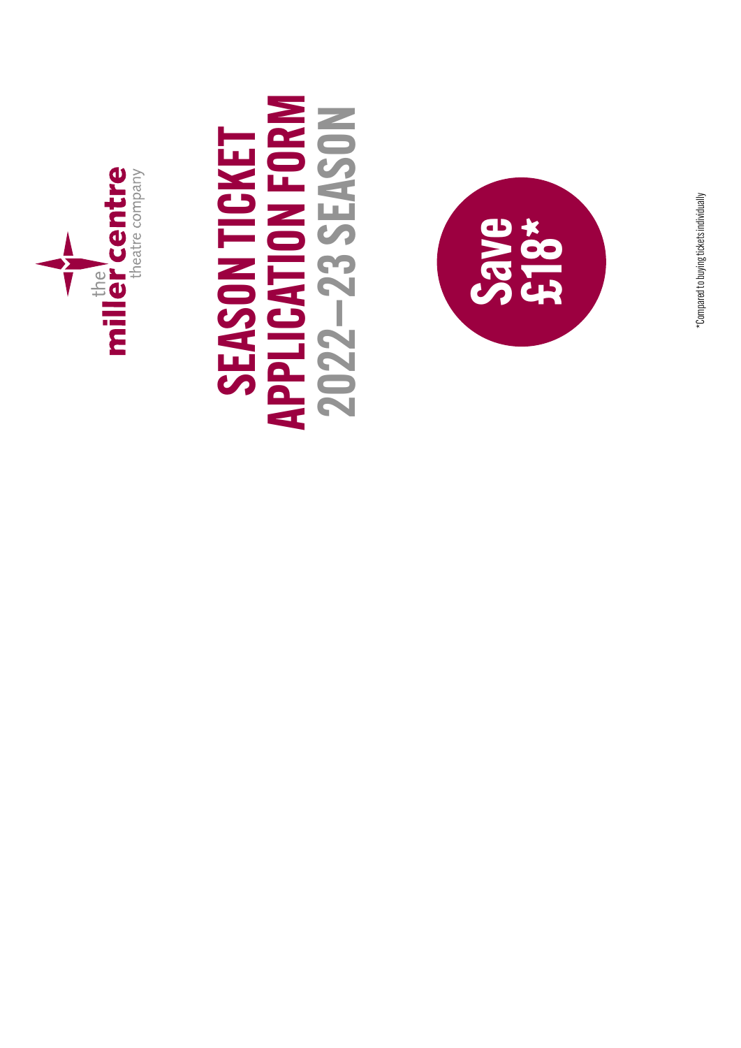the miller centre theatre company

# SEASON TICKET APPLICATION FORM 2022—23 SEASON

**Save £18***

*Compared to buying tickets individually